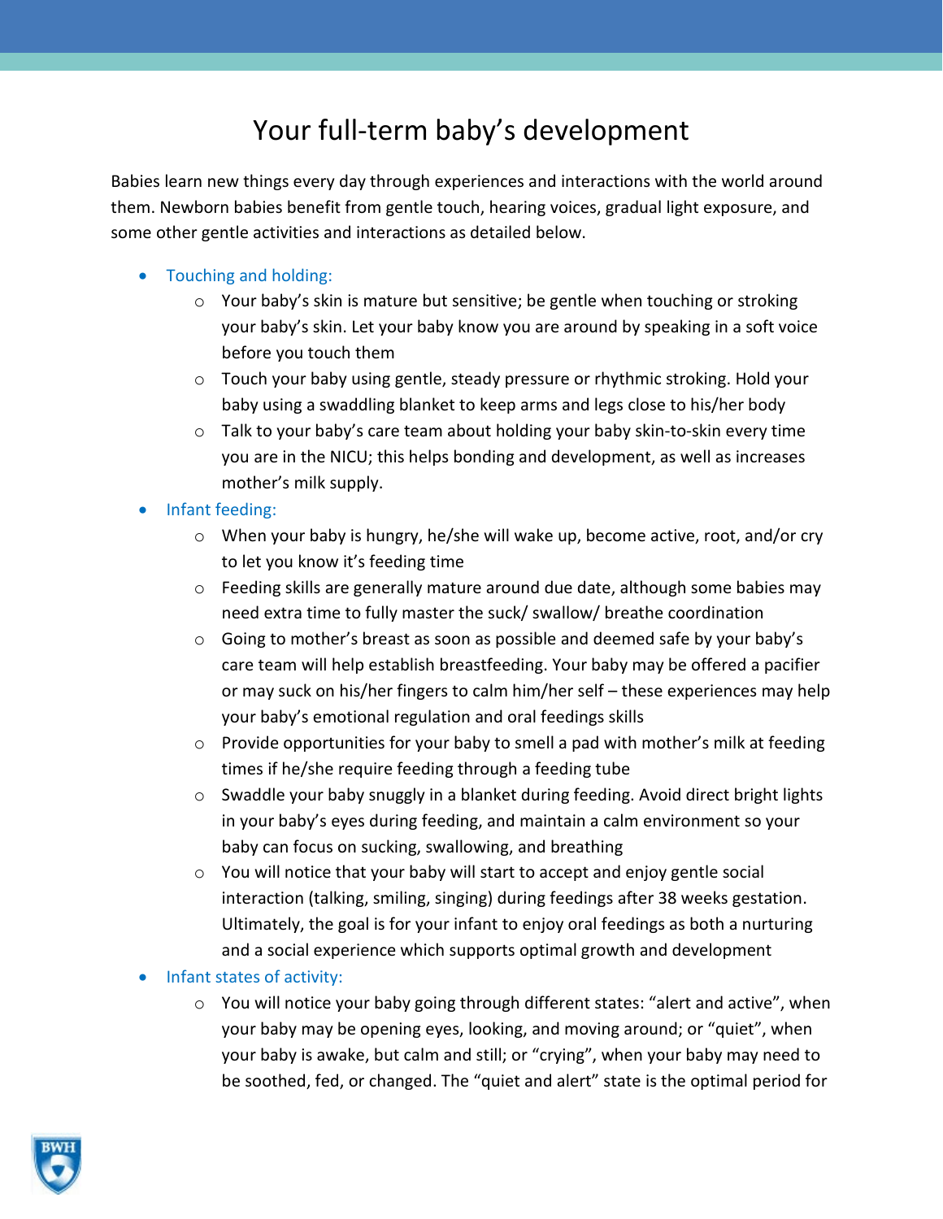# Your full-term baby's development

Babies learn new things every day through experiences and interactions with the world around them. Newborn babies benefit from gentle touch, hearing voices, gradual light exposure, and some other gentle activities and interactions as detailed below.

- Touching and holding:
  - Your baby's skin is mature but sensitive; be gentle when touching or stroking your baby's skin. Let your baby know you are around by speaking in a soft voice before you touch them
  - Touch your baby using gentle, steady pressure or rhythmic stroking. Hold your baby using a swaddling blanket to keep arms and legs close to his/her body
  - Talk to your baby's care team about holding your baby skin-to-skin every time you are in the NICU; this helps bonding and development, as well as increases mother's milk supply.
- Infant feeding:
  - When your baby is hungry, he/she will wake up, become active, root, and/or cry to let you know it's feeding time
  - Feeding skills are generally mature around due date, although some babies may need extra time to fully master the suck/ swallow/ breathe coordination
  - Going to mother's breast as soon as possible and deemed safe by your baby's care team will help establish breastfeeding. Your baby may be offered a pacifier or may suck on his/her fingers to calm him/her self – these experiences may help your baby's emotional regulation and oral feedings skills
  - Provide opportunities for your baby to smell a pad with mother's milk at feeding times if he/she require feeding through a feeding tube
  - Swaddle your baby snuggly in a blanket during feeding. Avoid direct bright lights in your baby's eyes during feeding, and maintain a calm environment so your baby can focus on sucking, swallowing, and breathing
  - You will notice that your baby will start to accept and enjoy gentle social interaction (talking, smiling, singing) during feedings after 38 weeks gestation. Ultimately, the goal is for your infant to enjoy oral feedings as both a nurturing and a social experience which supports optimal growth and development
- Infant states of activity:
  - You will notice your baby going through different states: "alert and active", when your baby may be opening eyes, looking, and moving around; or "quiet", when your baby is awake, but calm and still; or "crying", when your baby may need to be soothed, fed, or changed. The "quiet and alert" state is the optimal period for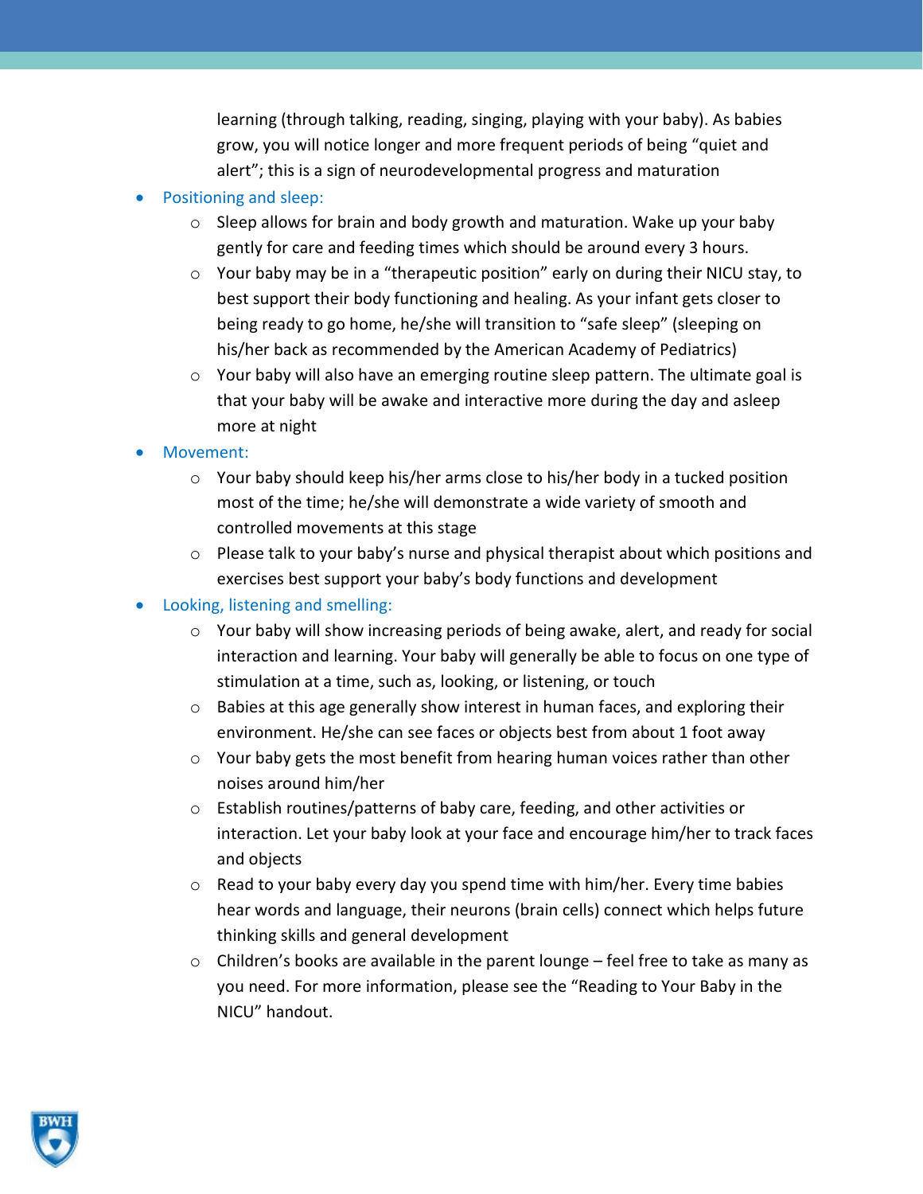learning (through talking, reading, singing, playing with your baby). As babies grow, you will notice longer and more frequent periods of being "quiet and alert"; this is a sign of neurodevelopmental progress and maturation

- Positioning and sleep:
  - Sleep allows for brain and body growth and maturation. Wake up your baby gently for care and feeding times which should be around every 3 hours.
  - Your baby may be in a "therapeutic position" early on during their NICU stay, to best support their body functioning and healing. As your infant gets closer to being ready to go home, he/she will transition to "safe sleep" (sleeping on his/her back as recommended by the American Academy of Pediatrics)
  - Your baby will also have an emerging routine sleep pattern. The ultimate goal is that your baby will be awake and interactive more during the day and asleep more at night
- Movement:
  - Your baby should keep his/her arms close to his/her body in a tucked position most of the time; he/she will demonstrate a wide variety of smooth and controlled movements at this stage
  - Please talk to your baby's nurse and physical therapist about which positions and exercises best support your baby's body functions and development
- Looking, listening and smelling:
  - Your baby will show increasing periods of being awake, alert, and ready for social interaction and learning. Your baby will generally be able to focus on one type of stimulation at a time, such as, looking, or listening, or touch
  - Babies at this age generally show interest in human faces, and exploring their environment. He/she can see faces or objects best from about 1 foot away
  - Your baby gets the most benefit from hearing human voices rather than other noises around him/her
  - Establish routines/patterns of baby care, feeding, and other activities or interaction. Let your baby look at your face and encourage him/her to track faces and objects
  - Read to your baby every day you spend time with him/her. Every time babies hear words and language, their neurons (brain cells) connect which helps future thinking skills and general development
  - Children's books are available in the parent lounge – feel free to take as many as you need. For more information, please see the "Reading to Your Baby in the NICU" handout.